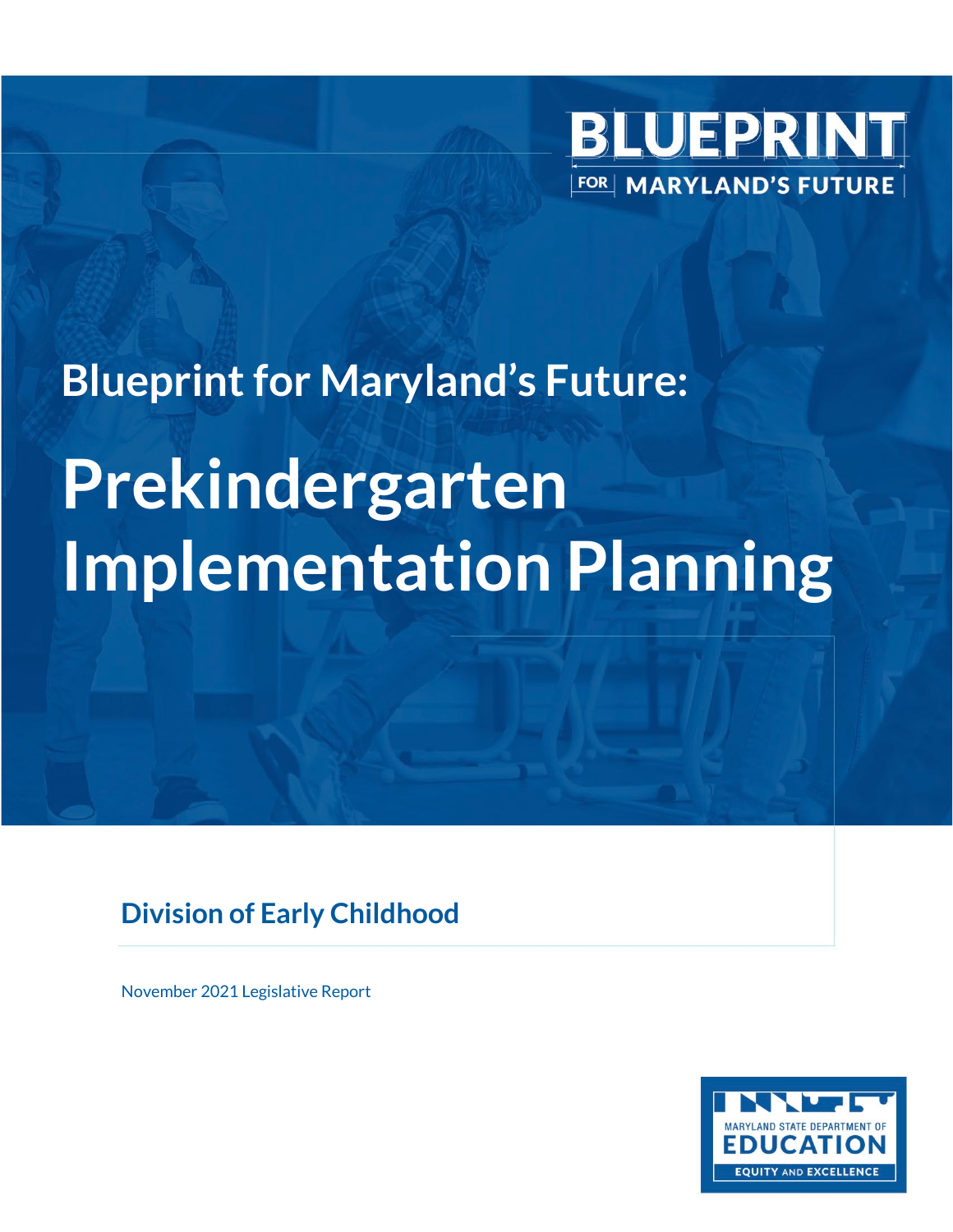BLUEPRINT FOR MARYLAND'S FUTURE

## Blueprint for Maryland's Future:

# Prekindergarten Implementation Planning

### Division of Early Childhood

November 2021 Legislative Report

MARYLAND STATE DEPARTMENT OF EDUCATION

EQUITY AND EXCELLENCE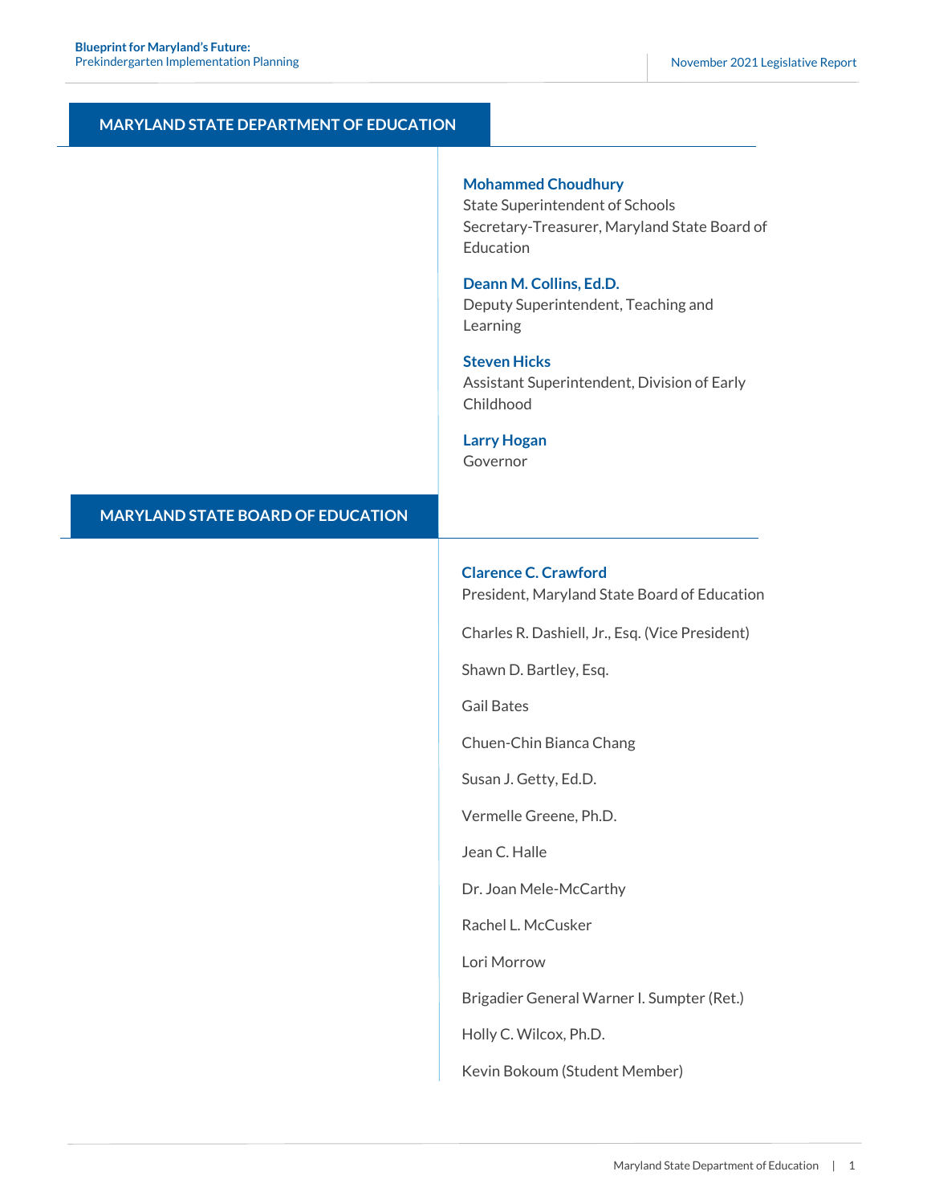## MARYLAND STATE DEPARTMENT OF EDUCATION

**Mohammed Choudhury**
State Superintendent of Schools
Secretary-Treasurer, Maryland State Board of Education

**Deann M. Collins, Ed.D.**
Deputy Superintendent, Teaching and Learning

**Steven Hicks**
Assistant Superintendent, Division of Early Childhood

**Larry Hogan**
Governor

## MARYLAND STATE BOARD OF EDUCATION

**Clarence C. Crawford**
President, Maryland State Board of Education

Charles R. Dashiell, Jr., Esq. (Vice President)

Shawn D. Bartley, Esq.

Gail Bates

Chuen-Chin Bianca Chang

Susan J. Getty, Ed.D.

Vermelle Greene, Ph.D.

Jean C. Halle

Dr. Joan Mele-McCarthy

Rachel L. McCusker

Lori Morrow

Brigadier General Warner I. Sumpter (Ret.)

Holly C. Wilcox, Ph.D.

Kevin Bokoum (Student Member)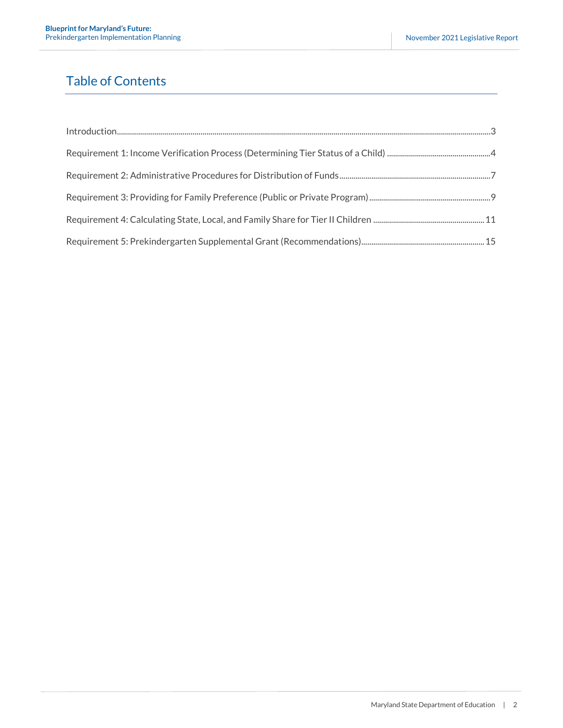# Table of Contents

Introduction.....3

Requirement 1: Income Verification Process (Determining Tier Status of a Child).....4

Requirement 2: Administrative Procedures for Distribution of Funds.....7

Requirement 3: Providing for Family Preference (Public or Private Program).....9

Requirement 4: Calculating State, Local, and Family Share for Tier II Children.....11

Requirement 5: Prekindergarten Supplemental Grant (Recommendations).....15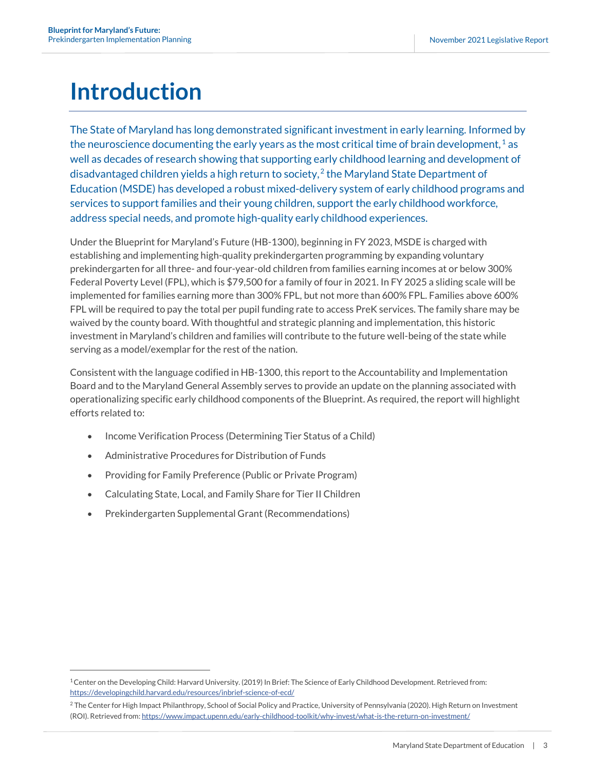# Introduction

The State of Maryland has long demonstrated significant investment in early learning. Informed by the neuroscience documenting the early years as the most critical time of brain development,[1] as well as decades of research showing that supporting early childhood learning and development of disadvantaged children yields a high return to society,[2] the Maryland State Department of Education (MSDE) has developed a robust mixed-delivery system of early childhood programs and services to support families and their young children, support the early childhood workforce, address special needs, and promote high-quality early childhood experiences.

Under the Blueprint for Maryland's Future (HB-1300), beginning in FY 2023, MSDE is charged with establishing and implementing high-quality prekindergarten programming by expanding voluntary prekindergarten for all three- and four-year-old children from families earning incomes at or below 300% Federal Poverty Level (FPL), which is $79,500 for a family of four in 2021. In FY 2025 a sliding scale will be implemented for families earning more than 300% FPL, but not more than 600% FPL. Families above 600% FPL will be required to pay the total per pupil funding rate to access PreK services. The family share may be waived by the county board. With thoughtful and strategic planning and implementation, this historic investment in Maryland's children and families will contribute to the future well-being of the state while serving as a model/exemplar for the rest of the nation.

Consistent with the language codified in HB-1300, this report to the Accountability and Implementation Board and to the Maryland General Assembly serves to provide an update on the planning associated with operationalizing specific early childhood components of the Blueprint. As required, the report will highlight efforts related to:

- Income Verification Process (Determining Tier Status of a Child)
- Administrative Procedures for Distribution of Funds
- Providing for Family Preference (Public or Private Program)
- Calculating State, Local, and Family Share for Tier II Children
- Prekindergarten Supplemental Grant (Recommendations)

---

[1] Center on the Developing Child: Harvard University. (2019) In Brief: The Science of Early Childhood Development. Retrieved from: https://developingchild.harvard.edu/resources/inbrief-science-of-ecd/

[2] The Center for High Impact Philanthropy, School of Social Policy and Practice, University of Pennsylvania (2020). High Return on Investment (ROI). Retrieved from: https://www.impact.upenn.edu/early-childhood-toolkit/why-invest/what-is-the-return-on-investment/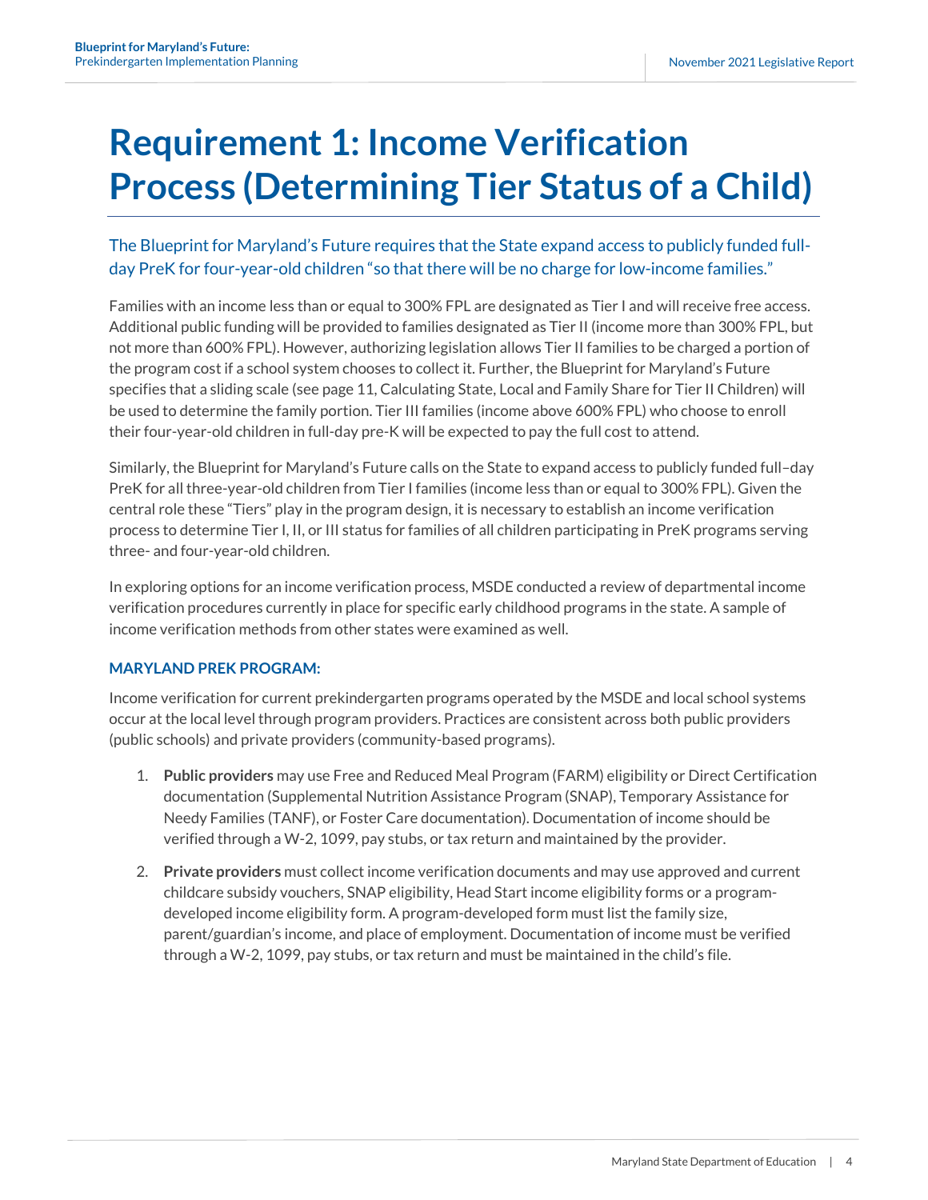# Requirement 1: Income Verification Process (Determining Tier Status of a Child)

The Blueprint for Maryland's Future requires that the State expand access to publicly funded full-day PreK for four-year-old children "so that there will be no charge for low-income families."

Families with an income less than or equal to 300% FPL are designated as Tier I and will receive free access. Additional public funding will be provided to families designated as Tier II (income more than 300% FPL, but not more than 600% FPL). However, authorizing legislation allows Tier II families to be charged a portion of the program cost if a school system chooses to collect it. Further, the Blueprint for Maryland's Future specifies that a sliding scale (see page 11, Calculating State, Local and Family Share for Tier II Children) will be used to determine the family portion. Tier III families (income above 600% FPL) who choose to enroll their four-year-old children in full-day pre-K will be expected to pay the full cost to attend.

Similarly, the Blueprint for Maryland's Future calls on the State to expand access to publicly funded full–day PreK for all three-year-old children from Tier I families (income less than or equal to 300% FPL). Given the central role these "Tiers" play in the program design, it is necessary to establish an income verification process to determine Tier I, II, or III status for families of all children participating in PreK programs serving three- and four-year-old children.

In exploring options for an income verification process, MSDE conducted a review of departmental income verification procedures currently in place for specific early childhood programs in the state. A sample of income verification methods from other states were examined as well.

### MARYLAND PREK PROGRAM:

Income verification for current prekindergarten programs operated by the MSDE and local school systems occur at the local level through program providers. Practices are consistent across both public providers (public schools) and private providers (community-based programs).

1. **Public providers** may use Free and Reduced Meal Program (FARM) eligibility or Direct Certification documentation (Supplemental Nutrition Assistance Program (SNAP), Temporary Assistance for Needy Families (TANF), or Foster Care documentation). Documentation of income should be verified through a W-2, 1099, pay stubs, or tax return and maintained by the provider.

2. **Private providers** must collect income verification documents and may use approved and current childcare subsidy vouchers, SNAP eligibility, Head Start income eligibility forms or a program-developed income eligibility form. A program-developed form must list the family size, parent/guardian's income, and place of employment. Documentation of income must be verified through a W-2, 1099, pay stubs, or tax return and must be maintained in the child's file.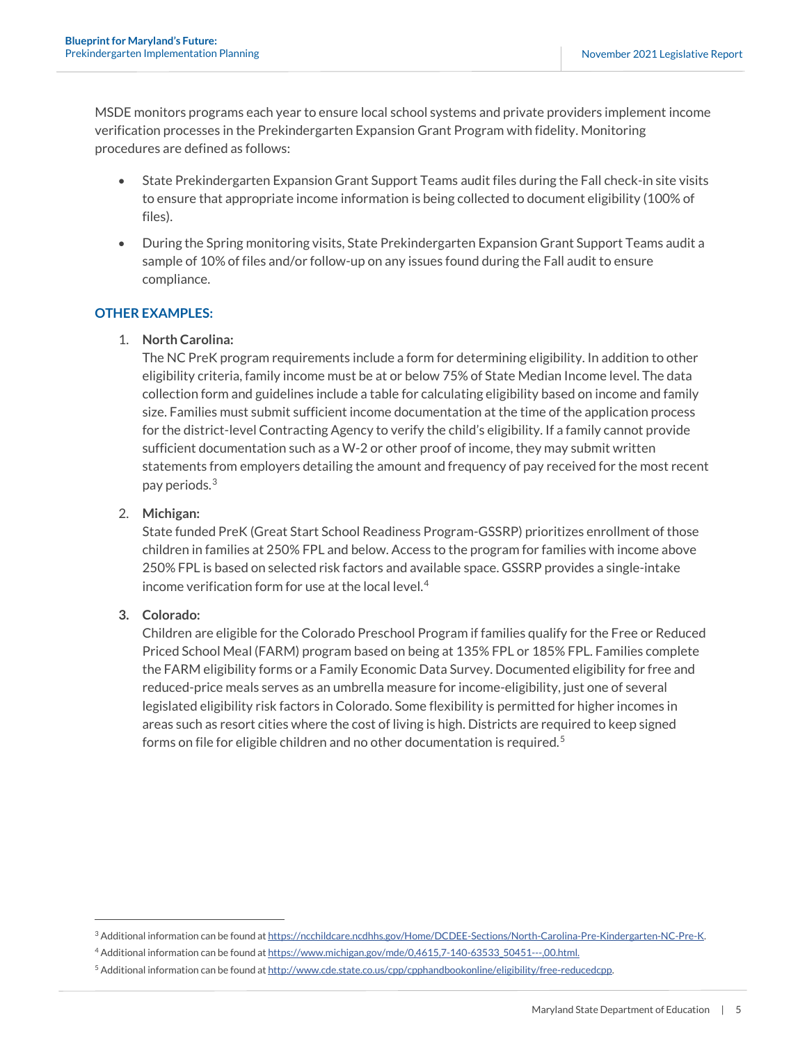MSDE monitors programs each year to ensure local school systems and private providers implement income verification processes in the Prekindergarten Expansion Grant Program with fidelity. Monitoring procedures are defined as follows:

- State Prekindergarten Expansion Grant Support Teams audit files during the Fall check-in site visits to ensure that appropriate income information is being collected to document eligibility (100% of files).
- During the Spring monitoring visits, State Prekindergarten Expansion Grant Support Teams audit a sample of 10% of files and/or follow-up on any issues found during the Fall audit to ensure compliance.

### OTHER EXAMPLES:

1. **North Carolina:**
   The NC PreK program requirements include a form for determining eligibility. In addition to other eligibility criteria, family income must be at or below 75% of State Median Income level. The data collection form and guidelines include a table for calculating eligibility based on income and family size. Families must submit sufficient income documentation at the time of the application process for the district-level Contracting Agency to verify the child's eligibility. If a family cannot provide sufficient documentation such as a W-2 or other proof of income, they may submit written statements from employers detailing the amount and frequency of pay received for the most recent pay periods.[3]

2. **Michigan:**
   State funded PreK (Great Start School Readiness Program-GSSRP) prioritizes enrollment of those children in families at 250% FPL and below. Access to the program for families with income above 250% FPL is based on selected risk factors and available space. GSSRP provides a single-intake income verification form for use at the local level.[4]

3. **Colorado:**
   Children are eligible for the Colorado Preschool Program if families qualify for the Free or Reduced Priced School Meal (FARM) program based on being at 135% FPL or 185% FPL. Families complete the FARM eligibility forms or a Family Economic Data Survey. Documented eligibility for free and reduced-price meals serves as an umbrella measure for income-eligibility, just one of several legislated eligibility risk factors in Colorado. Some flexibility is permitted for higher incomes in areas such as resort cities where the cost of living is high. Districts are required to keep signed forms on file for eligible children and no other documentation is required.[5]

---

[3] Additional information can be found at https://ncchildcare.ncdhhs.gov/Home/DCDEE-Sections/North-Carolina-Pre-Kindergarten-NC-Pre-K.

[4] Additional information can be found at https://www.michigan.gov/mde/0,4615,7-140-63533_50451---,00.html.

[5] Additional information can be found at http://www.cde.state.co.us/cpp/cpphandbookonline/eligibility/free-reducedcpp.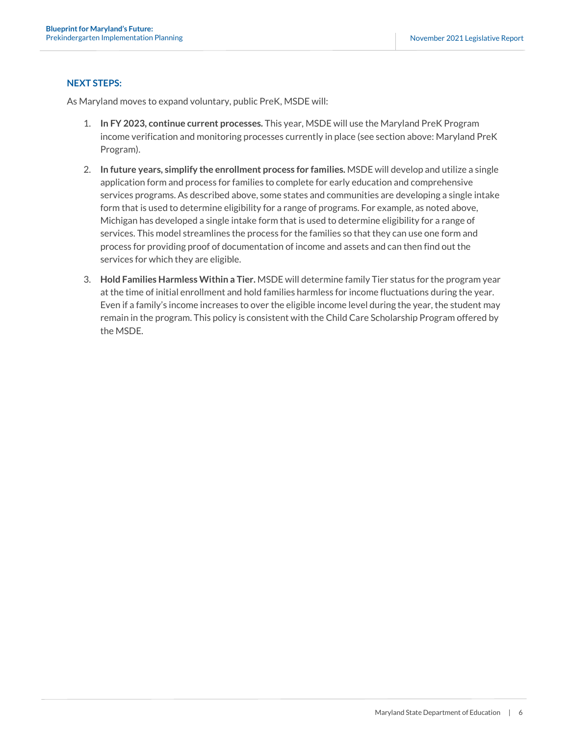### NEXT STEPS:

As Maryland moves to expand voluntary, public PreK, MSDE will:

1. **In FY 2023, continue current processes.** This year, MSDE will use the Maryland PreK Program income verification and monitoring processes currently in place (see section above: Maryland PreK Program).
2. **In future years, simplify the enrollment process for families.** MSDE will develop and utilize a single application form and process for families to complete for early education and comprehensive services programs. As described above, some states and communities are developing a single intake form that is used to determine eligibility for a range of programs. For example, as noted above, Michigan has developed a single intake form that is used to determine eligibility for a range of services. This model streamlines the process for the families so that they can use one form and process for providing proof of documentation of income and assets and can then find out the services for which they are eligible.
3. **Hold Families Harmless Within a Tier.** MSDE will determine family Tier status for the program year at the time of initial enrollment and hold families harmless for income fluctuations during the year. Even if a family's income increases to over the eligible income level during the year, the student may remain in the program. This policy is consistent with the Child Care Scholarship Program offered by the MSDE.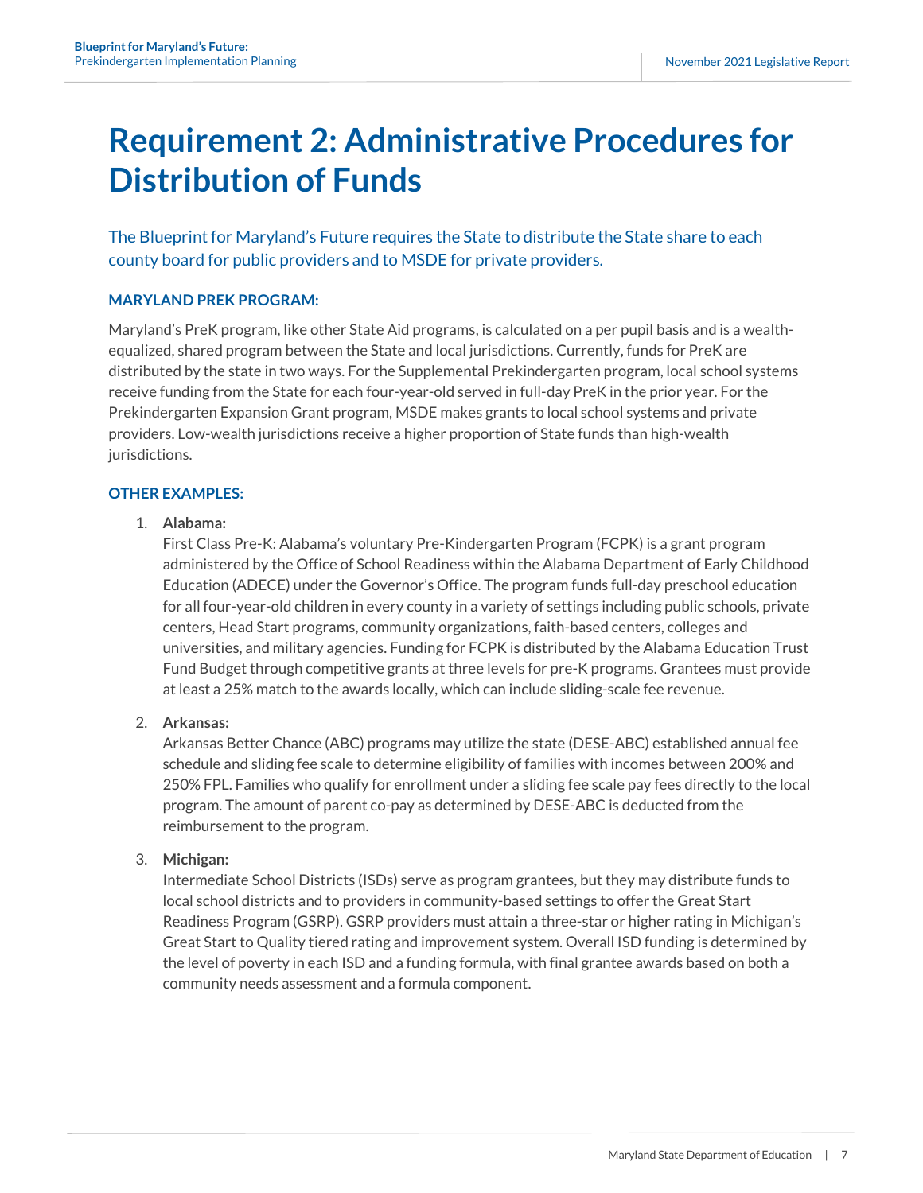# Requirement 2: Administrative Procedures for Distribution of Funds

The Blueprint for Maryland's Future requires the State to distribute the State share to each county board for public providers and to MSDE for private providers.

### MARYLAND PREK PROGRAM:

Maryland's PreK program, like other State Aid programs, is calculated on a per pupil basis and is a wealth-equalized, shared program between the State and local jurisdictions. Currently, funds for PreK are distributed by the state in two ways. For the Supplemental Prekindergarten program, local school systems receive funding from the State for each four-year-old served in full-day PreK in the prior year. For the Prekindergarten Expansion Grant program, MSDE makes grants to local school systems and private providers. Low-wealth jurisdictions receive a higher proportion of State funds than high-wealth jurisdictions.

### OTHER EXAMPLES:

1. **Alabama:**
   First Class Pre-K: Alabama's voluntary Pre-Kindergarten Program (FCPK) is a grant program administered by the Office of School Readiness within the Alabama Department of Early Childhood Education (ADECE) under the Governor's Office. The program funds full-day preschool education for all four-year-old children in every county in a variety of settings including public schools, private centers, Head Start programs, community organizations, faith-based centers, colleges and universities, and military agencies. Funding for FCPK is distributed by the Alabama Education Trust Fund Budget through competitive grants at three levels for pre-K programs. Grantees must provide at least a 25% match to the awards locally, which can include sliding-scale fee revenue.

2. **Arkansas:**
   Arkansas Better Chance (ABC) programs may utilize the state (DESE-ABC) established annual fee schedule and sliding fee scale to determine eligibility of families with incomes between 200% and 250% FPL. Families who qualify for enrollment under a sliding fee scale pay fees directly to the local program. The amount of parent co-pay as determined by DESE-ABC is deducted from the reimbursement to the program.

3. **Michigan:**
   Intermediate School Districts (ISDs) serve as program grantees, but they may distribute funds to local school districts and to providers in community-based settings to offer the Great Start Readiness Program (GSRP). GSRP providers must attain a three-star or higher rating in Michigan's Great Start to Quality tiered rating and improvement system. Overall ISD funding is determined by the level of poverty in each ISD and a funding formula, with final grantee awards based on both a community needs assessment and a formula component.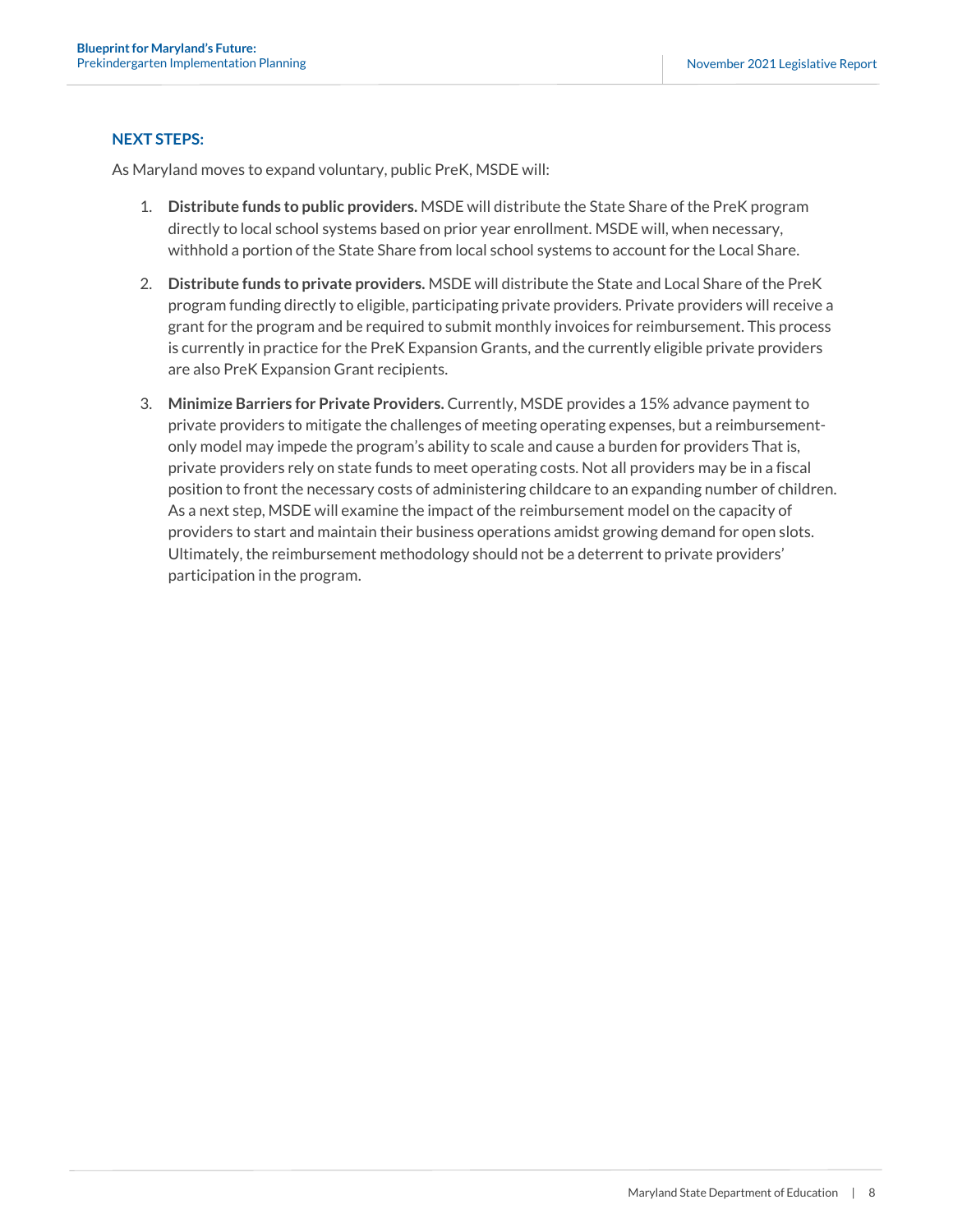### NEXT STEPS:

As Maryland moves to expand voluntary, public PreK, MSDE will:

1. **Distribute funds to public providers.** MSDE will distribute the State Share of the PreK program directly to local school systems based on prior year enrollment. MSDE will, when necessary, withhold a portion of the State Share from local school systems to account for the Local Share.
2. **Distribute funds to private providers.** MSDE will distribute the State and Local Share of the PreK program funding directly to eligible, participating private providers. Private providers will receive a grant for the program and be required to submit monthly invoices for reimbursement. This process is currently in practice for the PreK Expansion Grants, and the currently eligible private providers are also PreK Expansion Grant recipients.
3. **Minimize Barriers for Private Providers.** Currently, MSDE provides a 15% advance payment to private providers to mitigate the challenges of meeting operating expenses, but a reimbursement-only model may impede the program's ability to scale and cause a burden for providers That is, private providers rely on state funds to meet operating costs. Not all providers may be in a fiscal position to front the necessary costs of administering childcare to an expanding number of children. As a next step, MSDE will examine the impact of the reimbursement model on the capacity of providers to start and maintain their business operations amidst growing demand for open slots. Ultimately, the reimbursement methodology should not be a deterrent to private providers' participation in the program.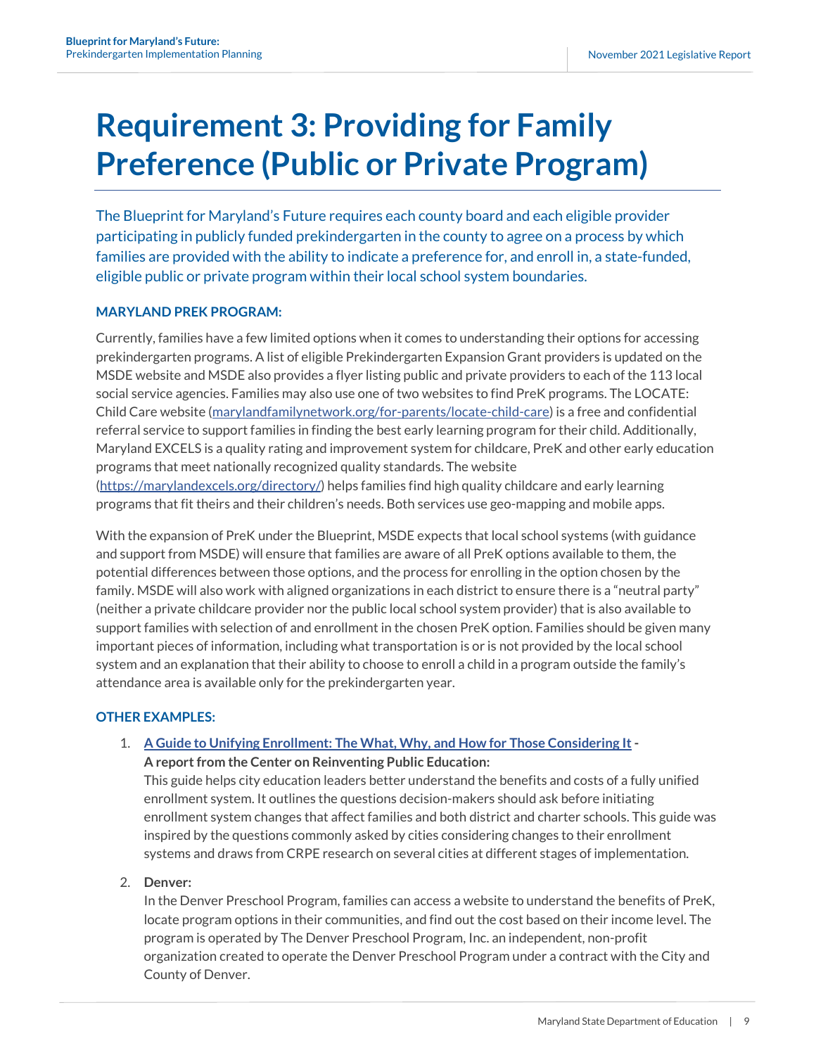# Requirement 3: Providing for Family Preference (Public or Private Program)

The Blueprint for Maryland's Future requires each county board and each eligible provider participating in publicly funded prekindergarten in the county to agree on a process by which families are provided with the ability to indicate a preference for, and enroll in, a state-funded, eligible public or private program within their local school system boundaries.

### MARYLAND PREK PROGRAM:

Currently, families have a few limited options when it comes to understanding their options for accessing prekindergarten programs. A list of eligible Prekindergarten Expansion Grant providers is updated on the MSDE website and MSDE also provides a flyer listing public and private providers to each of the 113 local social service agencies. Families may also use one of two websites to find PreK programs. The LOCATE: Child Care website ([marylandfamilynetwork.org/for-parents/locate-child-care](marylandfamilynetwork.org/for-parents/locate-child-care)) is a free and confidential referral service to support families in finding the best early learning program for their child. Additionally, Maryland EXCELS is a quality rating and improvement system for childcare, PreK and other early education programs that meet nationally recognized quality standards. The website ([https://marylandexcels.org/directory/](https://marylandexcels.org/directory/)) helps families find high quality childcare and early learning programs that fit theirs and their children's needs. Both services use geo-mapping and mobile apps.

With the expansion of PreK under the Blueprint, MSDE expects that local school systems (with guidance and support from MSDE) will ensure that families are aware of all PreK options available to them, the potential differences between those options, and the process for enrolling in the option chosen by the family. MSDE will also work with aligned organizations in each district to ensure there is a "neutral party" (neither a private childcare provider nor the public local school system provider) that is also available to support families with selection of and enrollment in the chosen PreK option. Families should be given many important pieces of information, including what transportation is or is not provided by the local school system and an explanation that their ability to choose to enroll a child in a program outside the family's attendance area is available only for the prekindergarten year.

### OTHER EXAMPLES:

1. **A Guide to Unifying Enrollment: The What, Why, and How for Those Considering It - A report from the Center on Reinventing Public Education:**
   This guide helps city education leaders better understand the benefits and costs of a fully unified enrollment system. It outlines the questions decision-makers should ask before initiating enrollment system changes that affect families and both district and charter schools. This guide was inspired by the questions commonly asked by cities considering changes to their enrollment systems and draws from CRPE research on several cities at different stages of implementation.

2. **Denver:**
   In the Denver Preschool Program, families can access a website to understand the benefits of PreK, locate program options in their communities, and find out the cost based on their income level. The program is operated by The Denver Preschool Program, Inc. an independent, non-profit organization created to operate the Denver Preschool Program under a contract with the City and County of Denver.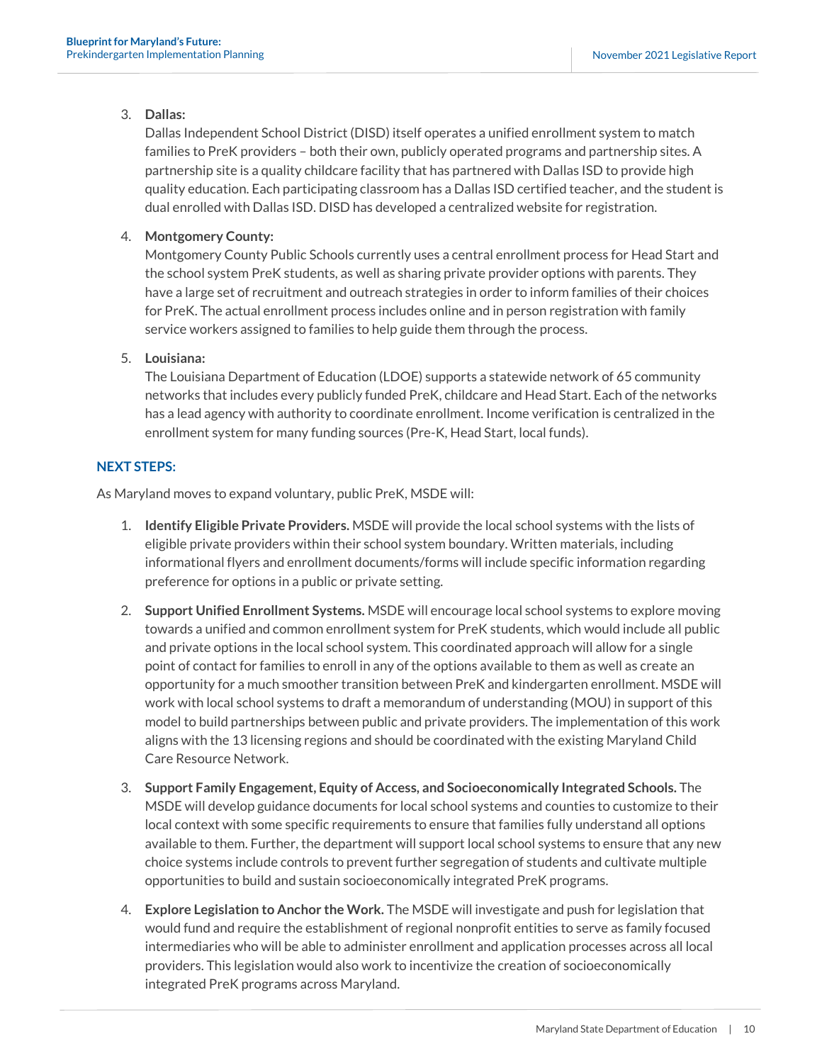3. **Dallas:**
   Dallas Independent School District (DISD) itself operates a unified enrollment system to match families to PreK providers – both their own, publicly operated programs and partnership sites. A partnership site is a quality childcare facility that has partnered with Dallas ISD to provide high quality education. Each participating classroom has a Dallas ISD certified teacher, and the student is dual enrolled with Dallas ISD. DISD has developed a centralized website for registration.

4. **Montgomery County:**
   Montgomery County Public Schools currently uses a central enrollment process for Head Start and the school system PreK students, as well as sharing private provider options with parents. They have a large set of recruitment and outreach strategies in order to inform families of their choices for PreK. The actual enrollment process includes online and in person registration with family service workers assigned to families to help guide them through the process.

5. **Louisiana:**
   The Louisiana Department of Education (LDOE) supports a statewide network of 65 community networks that includes every publicly funded PreK, childcare and Head Start. Each of the networks has a lead agency with authority to coordinate enrollment. Income verification is centralized in the enrollment system for many funding sources (Pre-K, Head Start, local funds).

### NEXT STEPS:

As Maryland moves to expand voluntary, public PreK, MSDE will:

1. **Identify Eligible Private Providers.** MSDE will provide the local school systems with the lists of eligible private providers within their school system boundary. Written materials, including informational flyers and enrollment documents/forms will include specific information regarding preference for options in a public or private setting.

2. **Support Unified Enrollment Systems.** MSDE will encourage local school systems to explore moving towards a unified and common enrollment system for PreK students, which would include all public and private options in the local school system. This coordinated approach will allow for a single point of contact for families to enroll in any of the options available to them as well as create an opportunity for a much smoother transition between PreK and kindergarten enrollment. MSDE will work with local school systems to draft a memorandum of understanding (MOU) in support of this model to build partnerships between public and private providers. The implementation of this work aligns with the 13 licensing regions and should be coordinated with the existing Maryland Child Care Resource Network.

3. **Support Family Engagement, Equity of Access, and Socioeconomically Integrated Schools.** The MSDE will develop guidance documents for local school systems and counties to customize to their local context with some specific requirements to ensure that families fully understand all options available to them. Further, the department will support local school systems to ensure that any new choice systems include controls to prevent further segregation of students and cultivate multiple opportunities to build and sustain socioeconomically integrated PreK programs.

4. **Explore Legislation to Anchor the Work.** The MSDE will investigate and push for legislation that would fund and require the establishment of regional nonprofit entities to serve as family focused intermediaries who will be able to administer enrollment and application processes across all local providers. This legislation would also work to incentivize the creation of socioeconomically integrated PreK programs across Maryland.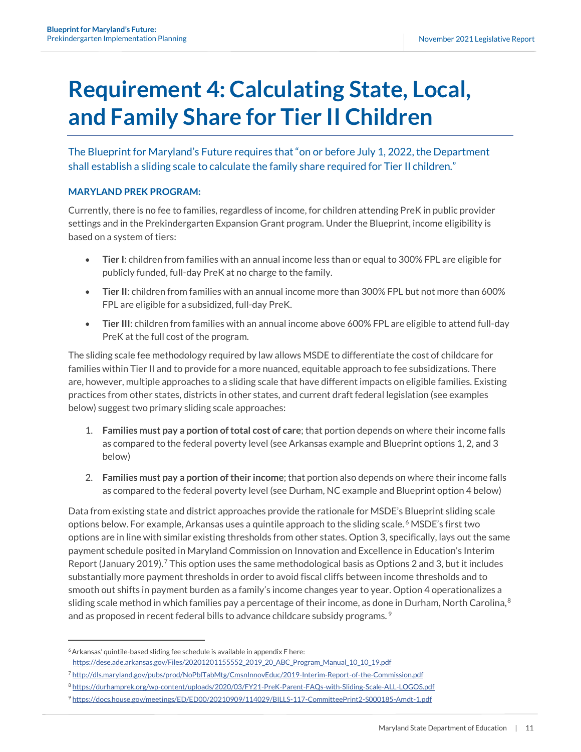# Requirement 4: Calculating State, Local, and Family Share for Tier II Children

The Blueprint for Maryland's Future requires that "on or before July 1, 2022, the Department shall establish a sliding scale to calculate the family share required for Tier II children."

### MARYLAND PREK PROGRAM:

Currently, there is no fee to families, regardless of income, for children attending PreK in public provider settings and in the Prekindergarten Expansion Grant program. Under the Blueprint, income eligibility is based on a system of tiers:

- **Tier I**: children from families with an annual income less than or equal to 300% FPL are eligible for publicly funded, full-day PreK at no charge to the family.
- **Tier II**: children from families with an annual income more than 300% FPL but not more than 600% FPL are eligible for a subsidized, full-day PreK.
- **Tier III**: children from families with an annual income above 600% FPL are eligible to attend full-day PreK at the full cost of the program.

The sliding scale fee methodology required by law allows MSDE to differentiate the cost of childcare for families within Tier II and to provide for a more nuanced, equitable approach to fee subsidizations. There are, however, multiple approaches to a sliding scale that have different impacts on eligible families. Existing practices from other states, districts in other states, and current draft federal legislation (see examples below) suggest two primary sliding scale approaches:

1. **Families must pay a portion of total cost of care**; that portion depends on where their income falls as compared to the federal poverty level (see Arkansas example and Blueprint options 1, 2, and 3 below)
2. **Families must pay a portion of their income**; that portion also depends on where their income falls as compared to the federal poverty level (see Durham, NC example and Blueprint option 4 below)

Data from existing state and district approaches provide the rationale for MSDE's Blueprint sliding scale options below. For example, Arkansas uses a quintile approach to the sliding scale.[6] MSDE's first two options are in line with similar existing thresholds from other states. Option 3, specifically, lays out the same payment schedule posited in Maryland Commission on Innovation and Excellence in Education's Interim Report (January 2019).[7] This option uses the same methodological basis as Options 2 and 3, but it includes substantially more payment thresholds in order to avoid fiscal cliffs between income thresholds and to smooth out shifts in payment burden as a family's income changes year to year. Option 4 operationalizes a sliding scale method in which families pay a percentage of their income, as done in Durham, North Carolina,[8] and as proposed in recent federal bills to advance childcare subsidy programs.[9]

---

[6] Arkansas' quintile-based sliding fee schedule is available in appendix F here: https://dese.ade.arkansas.gov/Files/20201201155552_2019_20_ABC_Program_Manual_10_10_19.pdf

[7] http://dls.maryland.gov/pubs/prod/NoPblTabMtg/CmsnInnovEduc/2019-Interim-Report-of-the-Commission.pdf

[8] https://durhamprek.org/wp-content/uploads/2020/03/FY21-PreK-Parent-FAQs-with-Sliding-Scale-ALL-LOGOS.pdf

[9] https://docs.house.gov/meetings/ED/ED00/20210909/114029/BILLS-117-CommitteePrint2-S000185-Amdt-1.pdf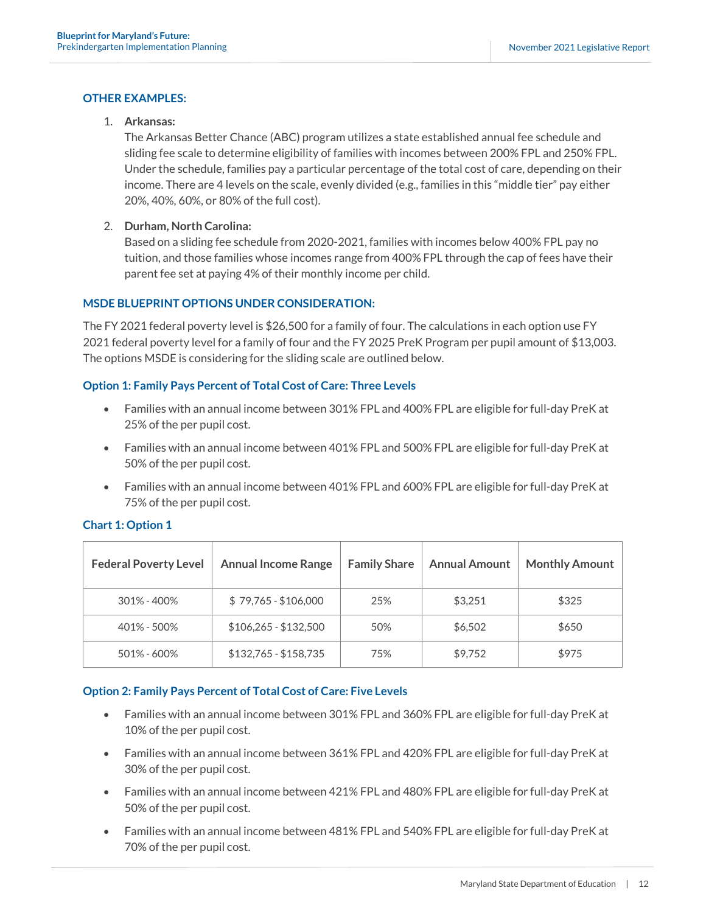### OTHER EXAMPLES:

1. **Arkansas:**
   The Arkansas Better Chance (ABC) program utilizes a state established annual fee schedule and sliding fee scale to determine eligibility of families with incomes between 200% FPL and 250% FPL. Under the schedule, families pay a particular percentage of the total cost of care, depending on their income. There are 4 levels on the scale, evenly divided (e.g., families in this "middle tier" pay either 20%, 40%, 60%, or 80% of the full cost).

2. **Durham, North Carolina:**
   Based on a sliding fee schedule from 2020-2021, families with incomes below 400% FPL pay no tuition, and those families whose incomes range from 400% FPL through the cap of fees have their parent fee set at paying 4% of their monthly income per child.

### MSDE BLUEPRINT OPTIONS UNDER CONSIDERATION:

The FY 2021 federal poverty level is $26,500 for a family of four. The calculations in each option use FY 2021 federal poverty level for a family of four and the FY 2025 PreK Program per pupil amount of $13,003. The options MSDE is considering for the sliding scale are outlined below.

#### Option 1: Family Pays Percent of Total Cost of Care: Three Levels

- Families with an annual income between 301% FPL and 400% FPL are eligible for full-day PreK at 25% of the per pupil cost.
- Families with an annual income between 401% FPL and 500% FPL are eligible for full-day PreK at 50% of the per pupil cost.
- Families with an annual income between 401% FPL and 600% FPL are eligible for full-day PreK at 75% of the per pupil cost.

#### Chart 1: Option 1

| Federal Poverty Level | Annual Income Range | Family Share | Annual Amount | Monthly Amount |
|---|---|---|---|---|
| 301% - 400% | $ 79,765 - $106,000 | 25% | $3,251 | $325 |
| 401% - 500% | $106,265 - $132,500 | 50% | $6,502 | $650 |
| 501% - 600% | $132,765 - $158,735 | 75% | $9,752 | $975 |

#### Option 2: Family Pays Percent of Total Cost of Care: Five Levels

- Families with an annual income between 301% FPL and 360% FPL are eligible for full-day PreK at 10% of the per pupil cost.
- Families with an annual income between 361% FPL and 420% FPL are eligible for full-day PreK at 30% of the per pupil cost.
- Families with an annual income between 421% FPL and 480% FPL are eligible for full-day PreK at 50% of the per pupil cost.
- Families with an annual income between 481% FPL and 540% FPL are eligible for full-day PreK at 70% of the per pupil cost.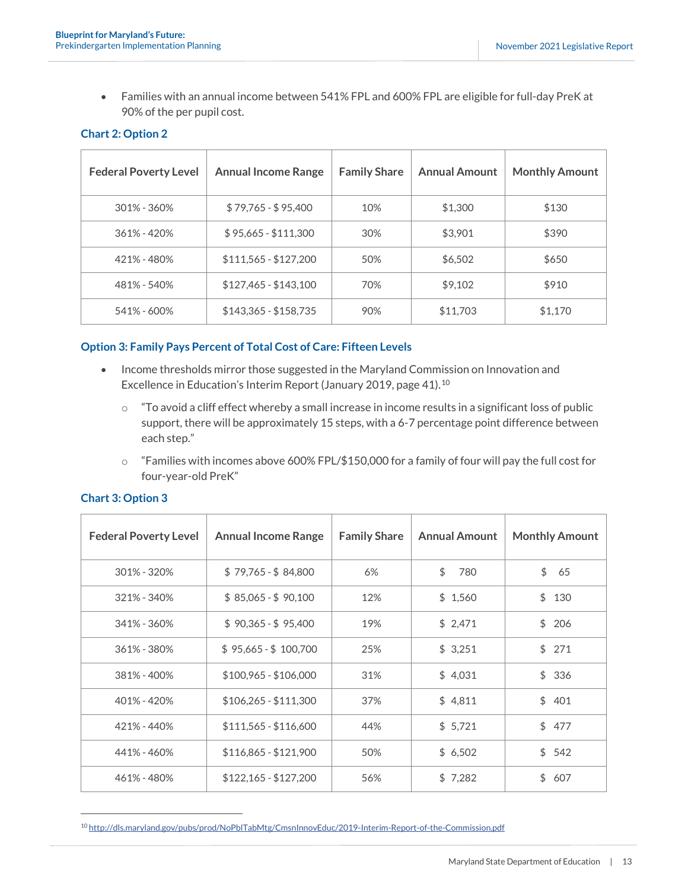- Families with an annual income between 541% FPL and 600% FPL are eligible for full-day PreK at 90% of the per pupil cost.

### Chart 2: Option 2

| Federal Poverty Level | Annual Income Range | Family Share | Annual Amount | Monthly Amount |
|---|---|---|---|---|
| 301% - 360% | $ 79,765 - $ 95,400 | 10% | $1,300 | $130 |
| 361% - 420% | $ 95,665 - $111,300 | 30% | $3,901 | $390 |
| 421% - 480% | $111,565 - $127,200 | 50% | $6,502 | $650 |
| 481% - 540% | $127,465 - $143,100 | 70% | $9,102 | $910 |
| 541% - 600% | $143,365 - $158,735 | 90% | $11,703 | $1,170 |

### Option 3: Family Pays Percent of Total Cost of Care: Fifteen Levels

- Income thresholds mirror those suggested in the Maryland Commission on Innovation and Excellence in Education's Interim Report (January 2019, page 41).[10]
  - "To avoid a cliff effect whereby a small increase in income results in a significant loss of public support, there will be approximately 15 steps, with a 6-7 percentage point difference between each step."
  - "Families with incomes above 600% FPL/$150,000 for a family of four will pay the full cost for four-year-old PreK"

### Chart 3: Option 3

| Federal Poverty Level | Annual Income Range | Family Share | Annual Amount | Monthly Amount |
|---|---|---|---|---|
| 301% - 320% | $ 79,765 - $ 84,800 | 6% | $ 780 | $ 65 |
| 321% - 340% | $ 85,065 - $ 90,100 | 12% | $ 1,560 | $ 130 |
| 341% - 360% | $ 90,365 - $ 95,400 | 19% | $ 2,471 | $ 206 |
| 361% - 380% | $ 95,665 - $ 100,700 | 25% | $ 3,251 | $ 271 |
| 381% - 400% | $100,965 - $106,000 | 31% | $ 4,031 | $ 336 |
| 401% - 420% | $106,265 - $111,300 | 37% | $ 4,811 | $ 401 |
| 421% - 440% | $111,565 - $116,600 | 44% | $ 5,721 | $ 477 |
| 441% - 460% | $116,865 - $121,900 | 50% | $ 6,502 | $ 542 |
| 461% - 480% | $122,165 - $127,200 | 56% | $ 7,282 | $ 607 |

[10] http://dls.maryland.gov/pubs/prod/NoPblTabMtg/CmsnInnovEduc/2019-Interim-Report-of-the-Commission.pdf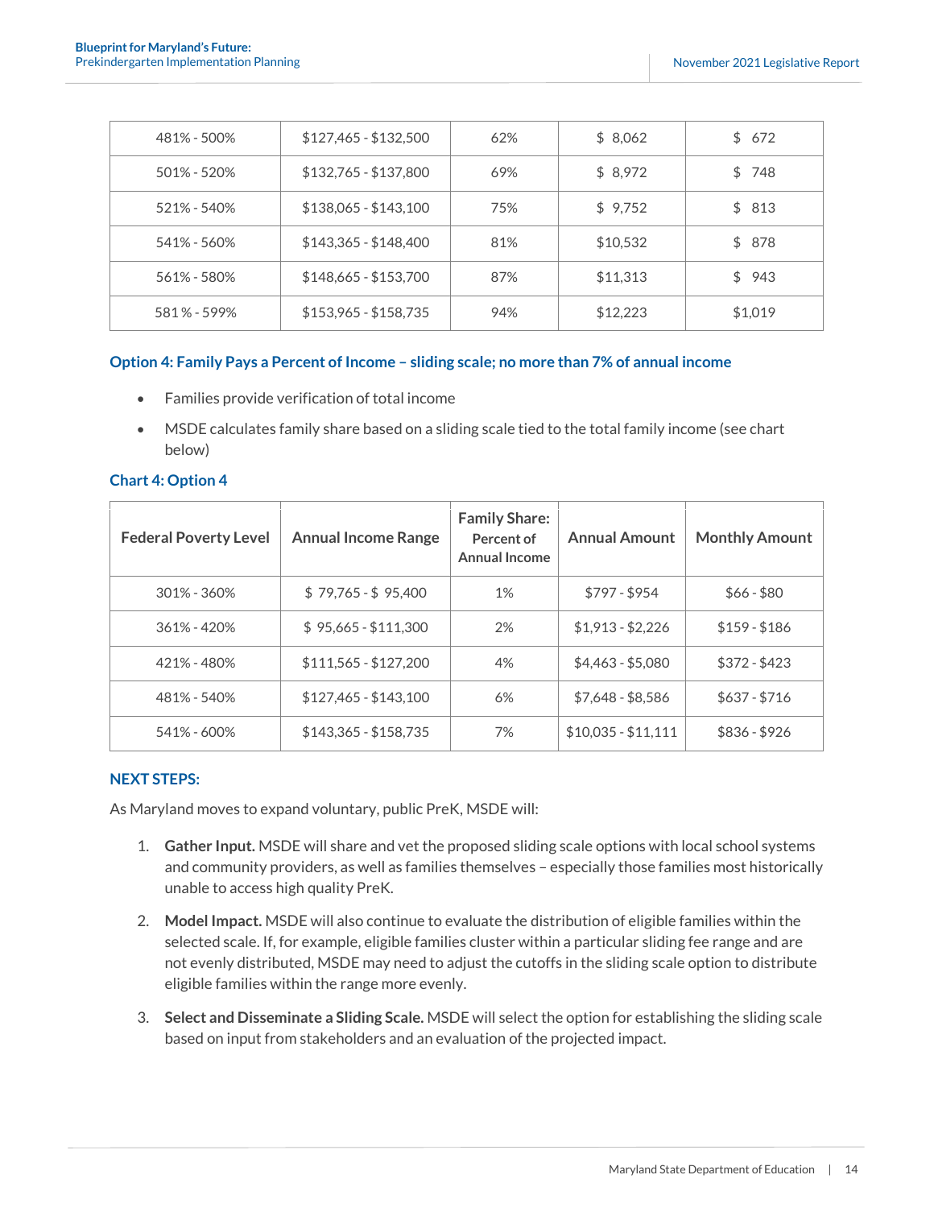| | | | | |
|---|---|---|---|---|
| 481% - 500% | $127,465 - $132,500 | 62% | $ 8,062 | $ 672 |
| 501% - 520% | $132,765 - $137,800 | 69% | $ 8,972 | $ 748 |
| 521% - 540% | $138,065 - $143,100 | 75% | $ 9,752 | $ 813 |
| 541% - 560% | $143,365 - $148,400 | 81% | $10,532 | $ 878 |
| 561% - 580% | $148,665 - $153,700 | 87% | $11,313 | $ 943 |
| 581% - 599% | $153,965 - $158,735 | 94% | $12,223 | $1,019 |

### Option 4: Family Pays a Percent of Income – sliding scale; no more than 7% of annual income

- Families provide verification of total income
- MSDE calculates family share based on a sliding scale tied to the total family income (see chart below)

### Chart 4: Option 4

| Federal Poverty Level | Annual Income Range | Family Share: Percent of Annual Income | Annual Amount | Monthly Amount |
|---|---|---|---|---|
| 301% - 360% | $ 79,765 - $ 95,400 | 1% | $797 - $954 | $66 - $80 |
| 361% - 420% | $ 95,665 - $111,300 | 2% | $1,913 - $2,226 | $159 - $186 |
| 421% - 480% | $111,565 - $127,200 | 4% | $4,463 - $5,080 | $372 - $423 |
| 481% - 540% | $127,465 - $143,100 | 6% | $7,648 - $8,586 | $637 - $716 |
| 541% - 600% | $143,365 - $158,735 | 7% | $10,035 - $11,111 | $836 - $926 |

### NEXT STEPS:

As Maryland moves to expand voluntary, public PreK, MSDE will:

1. **Gather Input.** MSDE will share and vet the proposed sliding scale options with local school systems and community providers, as well as families themselves – especially those families most historically unable to access high quality PreK.

2. **Model Impact.** MSDE will also continue to evaluate the distribution of eligible families within the selected scale. If, for example, eligible families cluster within a particular sliding fee range and are not evenly distributed, MSDE may need to adjust the cutoffs in the sliding scale option to distribute eligible families within the range more evenly.

3. **Select and Disseminate a Sliding Scale.** MSDE will select the option for establishing the sliding scale based on input from stakeholders and an evaluation of the projected impact.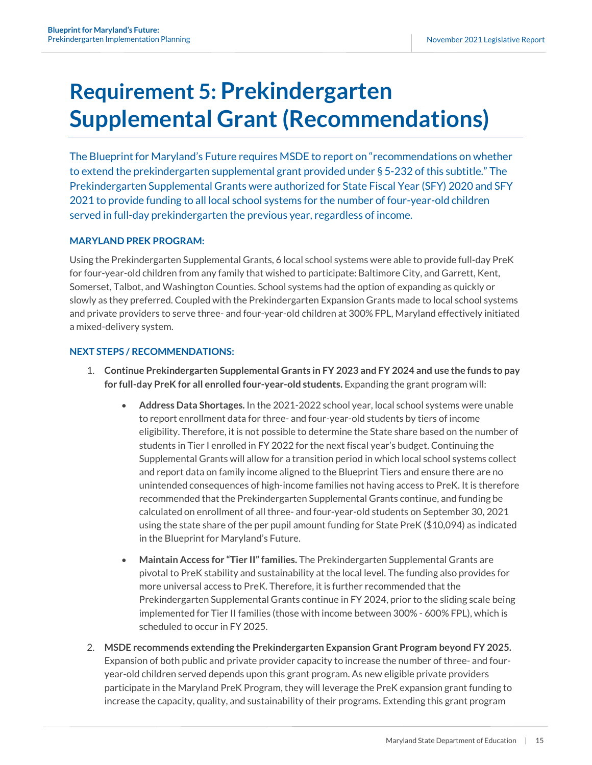# Requirement 5: Prekindergarten Supplemental Grant (Recommendations)

The Blueprint for Maryland's Future requires MSDE to report on "recommendations on whether to extend the prekindergarten supplemental grant provided under § 5-232 of this subtitle." The Prekindergarten Supplemental Grants were authorized for State Fiscal Year (SFY) 2020 and SFY 2021 to provide funding to all local school systems for the number of four-year-old children served in full-day prekindergarten the previous year, regardless of income.

### MARYLAND PREK PROGRAM:

Using the Prekindergarten Supplemental Grants, 6 local school systems were able to provide full-day PreK for four-year-old children from any family that wished to participate: Baltimore City, and Garrett, Kent, Somerset, Talbot, and Washington Counties. School systems had the option of expanding as quickly or slowly as they preferred. Coupled with the Prekindergarten Expansion Grants made to local school systems and private providers to serve three- and four-year-old children at 300% FPL, Maryland effectively initiated a mixed-delivery system.

### NEXT STEPS / RECOMMENDATIONS:

1. **Continue Prekindergarten Supplemental Grants in FY 2023 and FY 2024 and use the funds to pay for full-day PreK for all enrolled four-year-old students.** Expanding the grant program will:

   - **Address Data Shortages.** In the 2021-2022 school year, local school systems were unable to report enrollment data for three- and four-year-old students by tiers of income eligibility. Therefore, it is not possible to determine the State share based on the number of students in Tier I enrolled in FY 2022 for the next fiscal year's budget. Continuing the Supplemental Grants will allow for a transition period in which local school systems collect and report data on family income aligned to the Blueprint Tiers and ensure there are no unintended consequences of high-income families not having access to PreK. It is therefore recommended that the Prekindergarten Supplemental Grants continue, and funding be calculated on enrollment of all three- and four-year-old students on September 30, 2021 using the state share of the per pupil amount funding for State PreK ($10,094) as indicated in the Blueprint for Maryland's Future.

   - **Maintain Access for "Tier II" families.** The Prekindergarten Supplemental Grants are pivotal to PreK stability and sustainability at the local level. The funding also provides for more universal access to PreK. Therefore, it is further recommended that the Prekindergarten Supplemental Grants continue in FY 2024, prior to the sliding scale being implemented for Tier II families (those with income between 300% - 600% FPL), which is scheduled to occur in FY 2025.

2. **MSDE recommends extending the Prekindergarten Expansion Grant Program beyond FY 2025.** Expansion of both public and private provider capacity to increase the number of three- and four-year-old children served depends upon this grant program. As new eligible private providers participate in the Maryland PreK Program, they will leverage the PreK expansion grant funding to increase the capacity, quality, and sustainability of their programs. Extending this grant program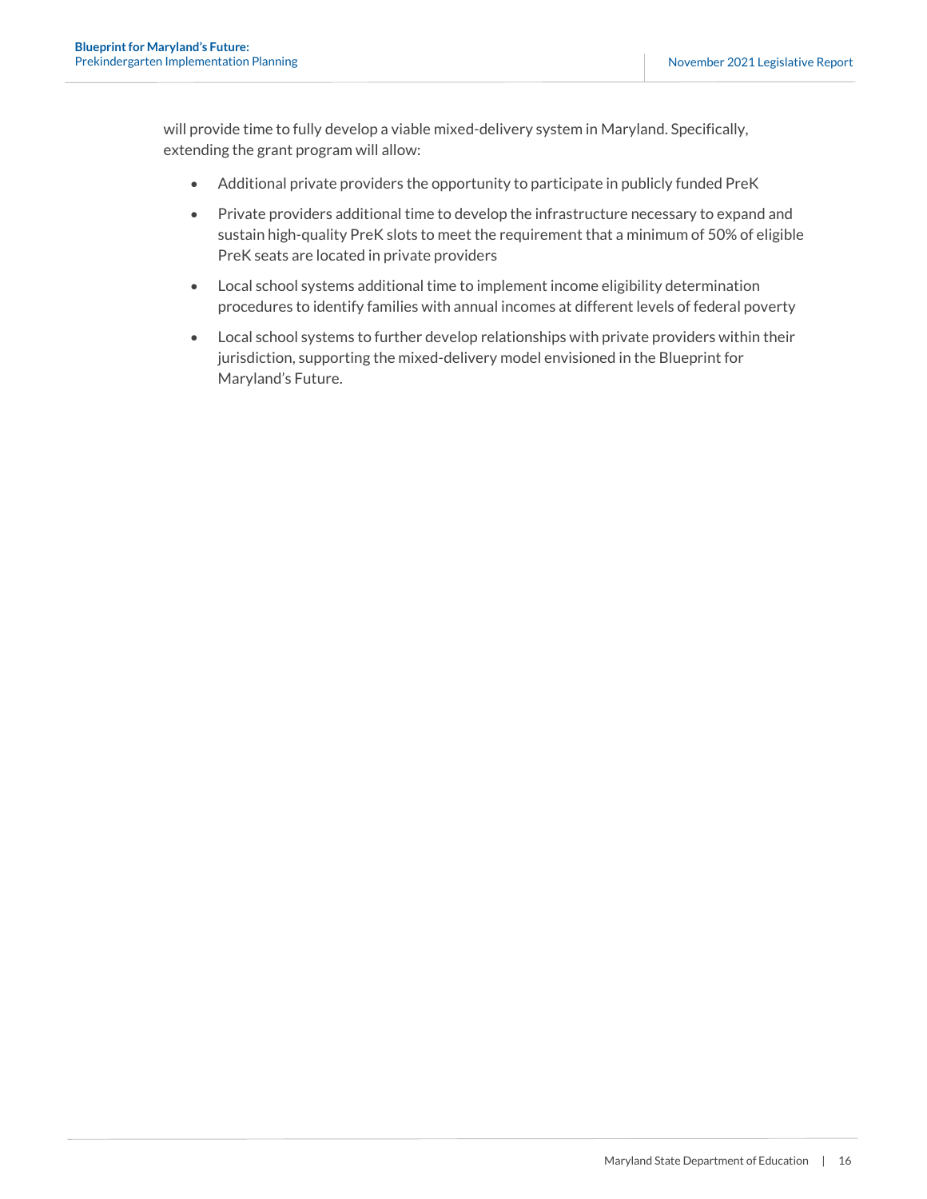will provide time to fully develop a viable mixed-delivery system in Maryland. Specifically, extending the grant program will allow:

- Additional private providers the opportunity to participate in publicly funded PreK
- Private providers additional time to develop the infrastructure necessary to expand and sustain high-quality PreK slots to meet the requirement that a minimum of 50% of eligible PreK seats are located in private providers
- Local school systems additional time to implement income eligibility determination procedures to identify families with annual incomes at different levels of federal poverty
- Local school systems to further develop relationships with private providers within their jurisdiction, supporting the mixed-delivery model envisioned in the Blueprint for Maryland's Future.